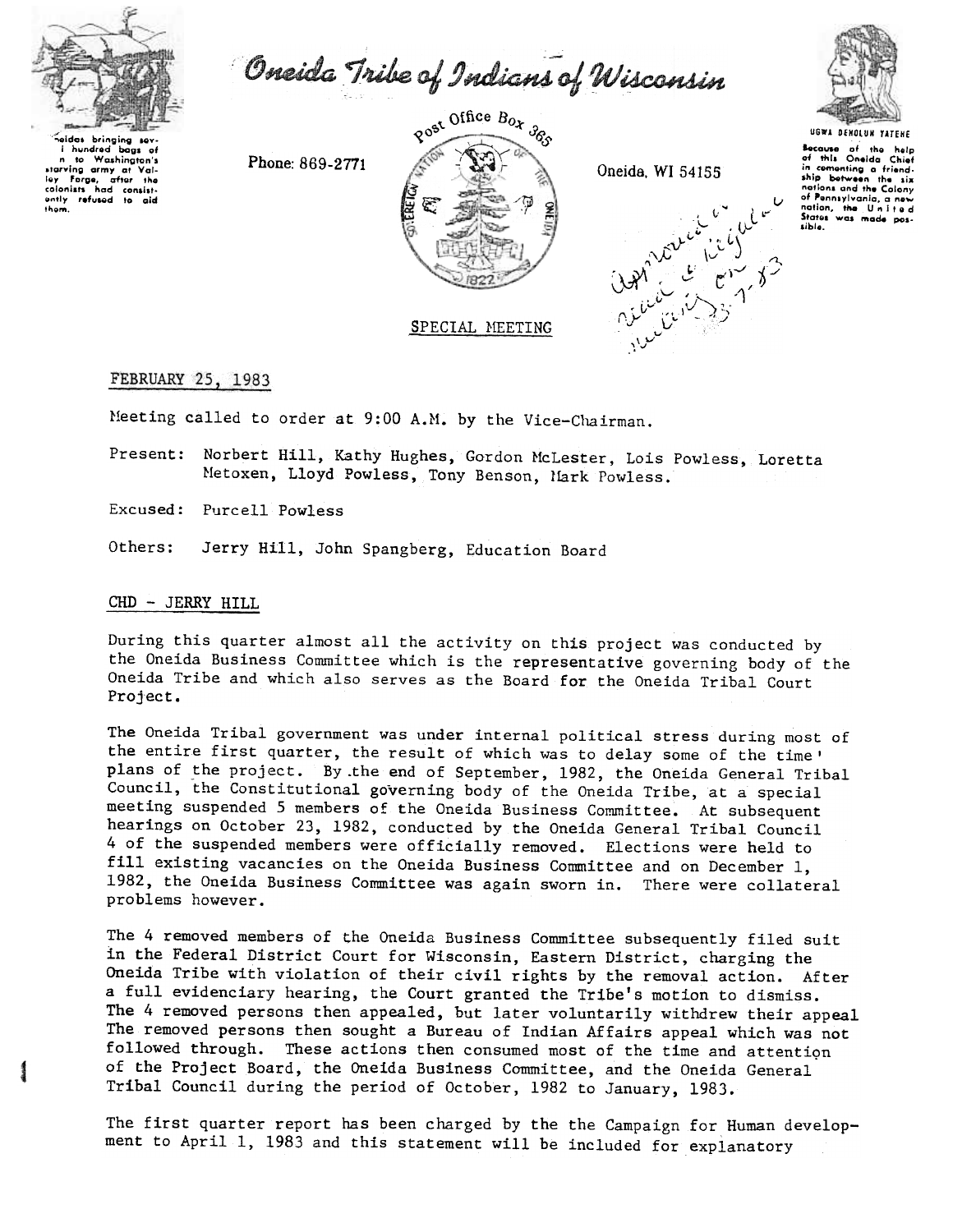# Oneida Tribe of Indians of Wisconsin

Oneidas bringing several hundred bags of corn to Washington's starving army at Valley Forge, after the colonists had consistently refused to aid them.

Phone: 869-2771

Post Office Box 365

Oneida, WI 54155

UGWA DEHOLUN YATEHE

Because of the help of this Oneida Chief in cementing a friendship between the six nations and the Colony of Pennsylvania, a new nation, the United States was made possible.

Approved as read at regular meeting 3-7-83

SPECIAL MEETING

FEBRUARY 25, 1983

Meeting called to order at 9:00 A.M. by the Vice-Chairman.

Present: Norbert Hill, Kathy Hughes, Gordon McLester, Lois Powless, Loretta Metoxen, Lloyd Powless, Tony Benson, Mark Powless.

Excused: Purcell Powless

Others: Jerry Hill, John Spangberg, Education Board

## CHD - JERRY HILL

During this quarter almost all the activity on this project was conducted by the Oneida Business Committee which is the representative governing body of the Oneida Tribe and which also serves as the Board for the Oneida Tribal Court Project.

The Oneida Tribal government was under internal political stress during most of the entire first quarter, the result of which was to delay some of the time' plans of the project. By the end of September, 1982, the Oneida General Tribal Council, the Constitutional governing body of the Oneida Tribe, at a special meeting suspended 5 members of the Oneida Business Committee. At subsequent hearings on October 23, 1982, conducted by the Oneida General Tribal Council 4 of the suspended members were officially removed. Elections were held to fill existing vacancies on the Oneida Business Committee and on December 1, 1982, the Oneida Business Committee was again sworn in. There were collateral problems however.

The 4 removed members of the Oneida Business Committee subsequently filed suit in the Federal District Court for Wisconsin, Eastern District, charging the Oneida Tribe with violation of their civil rights by the removal action. After a full evidenciary hearing, the Court granted the Tribe's motion to dismiss. The 4 removed persons then appealed, but later voluntarily withdrew their appeal The removed persons then sought a Bureau of Indian Affairs appeal which was not followed through. These actions then consumed most of the time and attention of the Project Board, the Oneida Business Committee, and the Oneida General Tribal Council during the period of October, 1982 to January, 1983.

The first quarter report has been charged by the the Campaign for Human development to April 1, 1983 and this statement will be included for explanatory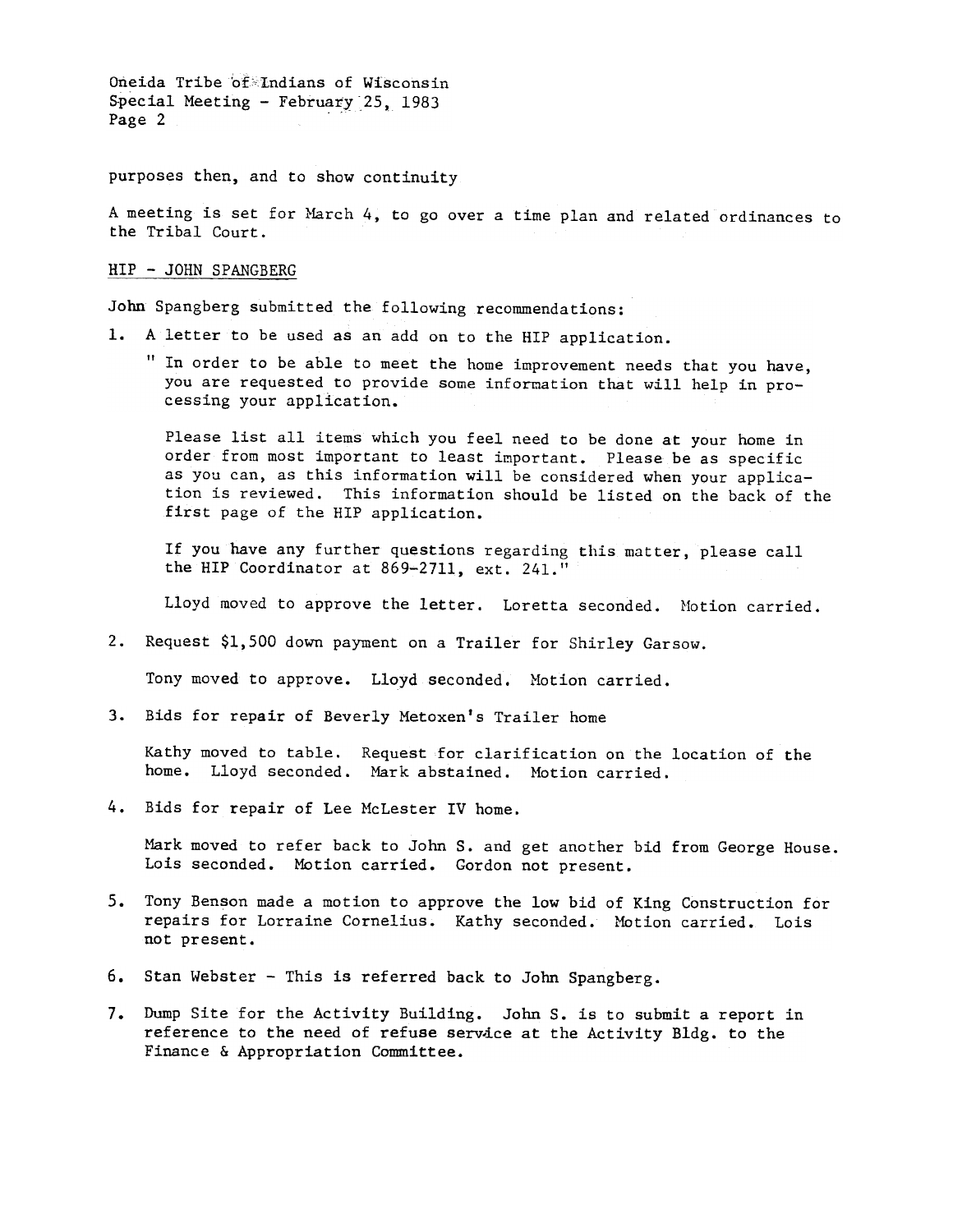purposes then, and to show continuity

A meeting is set for March 4, to go over a time plan and related ordinances to the Tribal Court.

HIP - JOHN SPANGBERG

John Spangberg submitted the following recommendations:

1. A letter to be used as an add on to the HIP application.

   " In order to be able to meet the home improvement needs that you have, you are requested to provide some information that will help in processing your application.

   Please list all items which you feel need to be done at your home in order from most important to least important. Please be as specific as you can, as this information will be considered when your application is reviewed. This information should be listed on the back of the first page of the HIP application.

   If you have any further questions regarding this matter, please call the HIP Coordinator at 869-2711, ext. 241."

   Lloyd moved to approve the letter. Loretta seconded. Motion carried.

2. Request $1,500 down payment on a Trailer for Shirley Garsow.

   Tony moved to approve. Lloyd seconded. Motion carried.

3. Bids for repair of Beverly Metoxen's Trailer home

   Kathy moved to table. Request for clarification on the location of the home. Lloyd seconded. Mark abstained. Motion carried.

4. Bids for repair of Lee McLester IV home.

   Mark moved to refer back to John S. and get another bid from George House. Lois seconded. Motion carried. Gordon not present.

5. Tony Benson made a motion to approve the low bid of King Construction for repairs for Lorraine Cornelius. Kathy seconded. Motion carried. Lois not present.

6. Stan Webster - This is referred back to John Spangberg.

7. Dump Site for the Activity Building. John S. is to submit a report in reference to the need of refuse service at the Activity Bldg. to the Finance & Appropriation Committee.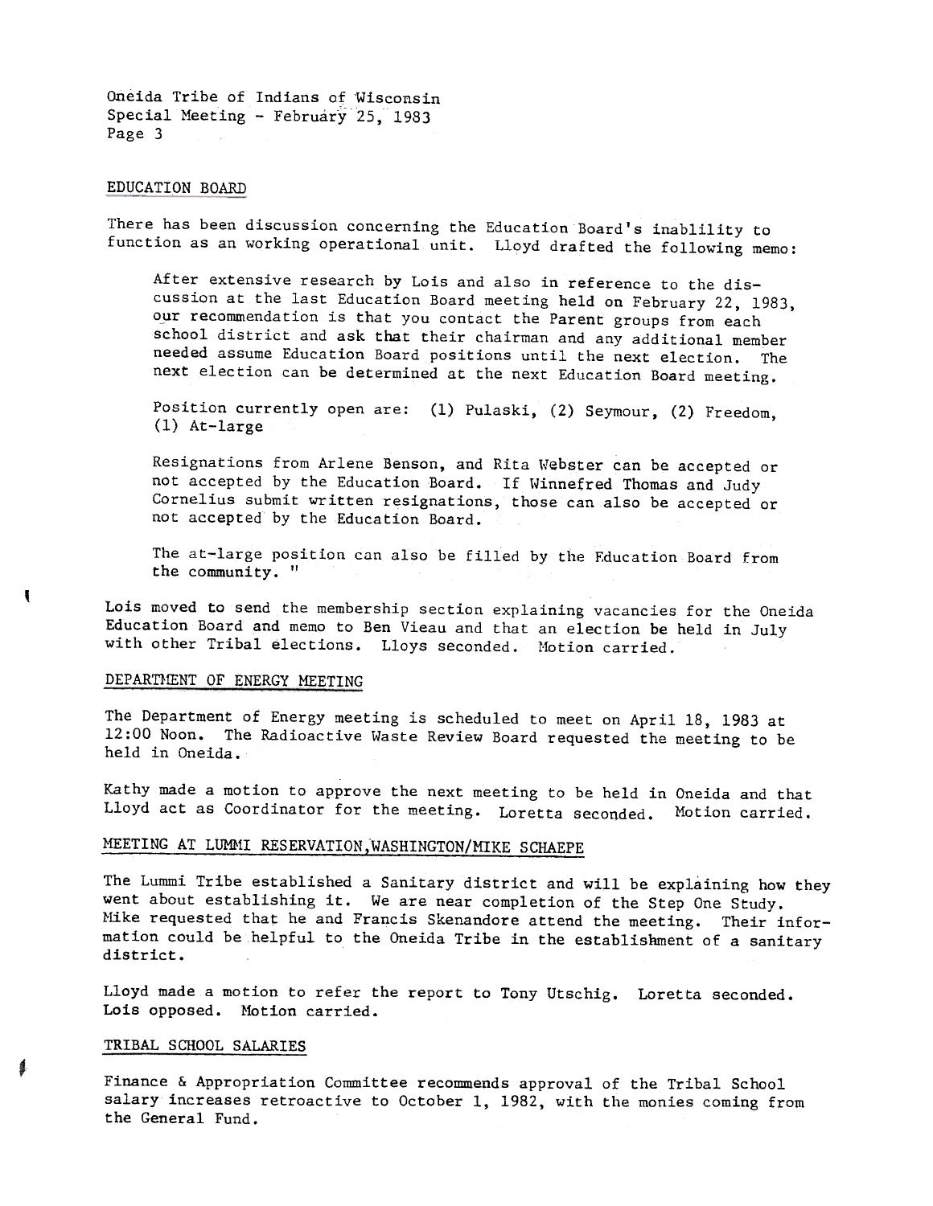## EDUCATION BOARD

There has been discussion concerning the Education Board's inablility to function as an working operational unit. Lloyd drafted the following memo:

> After extensive research by Lois and also in reference to the discussion at the last Education Board meeting held on February 22, 1983, our recommendation is that you contact the Parent groups from each school district and ask that their chairman and any additional member needed assume Education Board positions until the next election. The next election can be determined at the next Education Board meeting.
>
> Position currently open are: (1) Pulaski, (2) Seymour, (2) Freedom, (1) At-large
>
> Resignations from Arlene Benson, and Rita Webster can be accepted or not accepted by the Education Board. If Winnefred Thomas and Judy Cornelius submit written resignations, those can also be accepted or not accepted by the Education Board.
>
> The at-large position can also be filled by the Fducation Board from the community. "

Lois moved to send the membership section explaining vacancies for the Oneida Education Board and memo to Ben Vieau and that an election be held in July with other Tribal elections. Lloys seconded. Motion carried.

## DEPARTMENT OF ENERGY MEETING

The Department of Energy meeting is scheduled to meet on April 18, 1983 at 12:00 Noon. The Radioactive Waste Review Board requested the meeting to be held in Oneida.

Kathy made a motion to approve the next meeting to be held in Oneida and that Lloyd act as Coordinator for the meeting. Loretta seconded. Motion carried.

## MEETING AT LUMMI RESERVATION,WASHINGTON/MIKE SCHAEPE

The Lummi Tribe established a Sanitary district and will be explaining how they went about establishing it. We are near completion of the Step One Study. Mike requested that he and Francis Skenandore attend the meeting. Their information could be helpful to the Oneida Tribe in the establishment of a sanitary district.

Lloyd made a motion to refer the report to Tony Utschig. Loretta seconded. Lois opposed. Motion carried.

## TRIBAL SCHOOL SALARIES

Finance & Appropriation Committee recommends approval of the Tribal School salary increases retroactive to October 1, 1982, with the monies coming from the General Fund.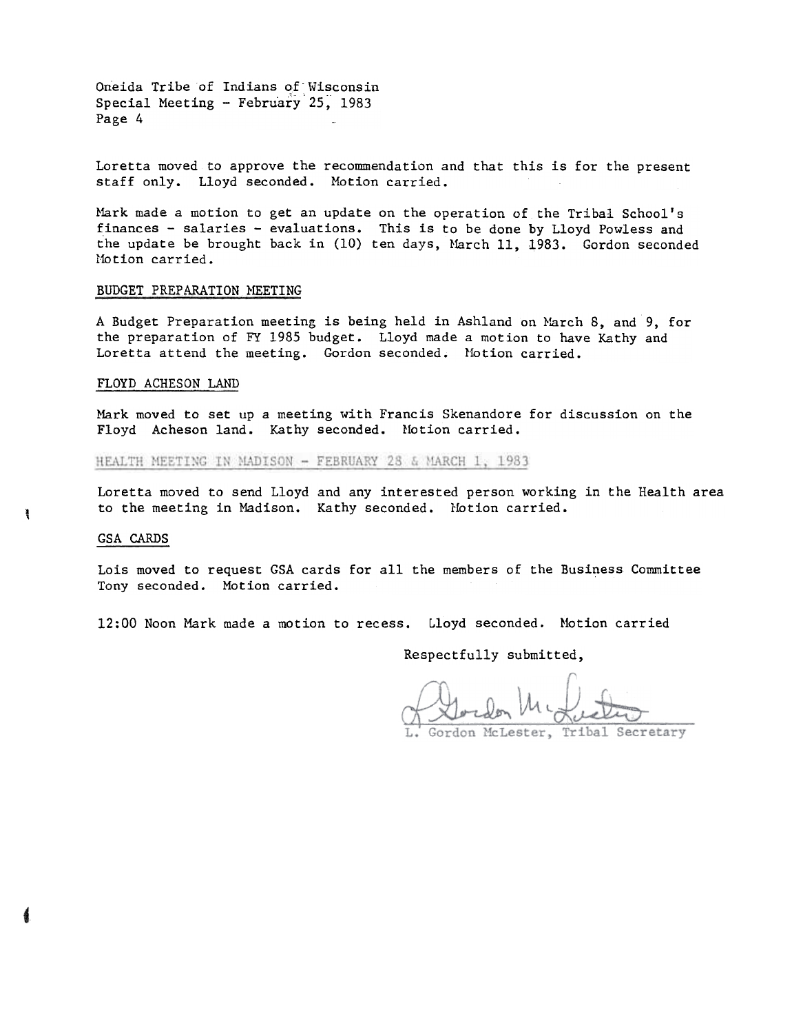Loretta moved to approve the recommendation and that this is for the present staff only. Lloyd seconded. Motion carried.

Mark made a motion to get an update on the operation of the Tribal School's finances - salaries - evaluations. This is to be done by Lloyd Powless and the update be brought back in (10) ten days, March 11, 1983. Gordon seconded Motion carried.

BUDGET PREPARATION MEETING

A Budget Preparation meeting is being held in Ashland on March 8, and 9, for the preparation of FY 1985 budget. Lloyd made a motion to have Kathy and Loretta attend the meeting. Gordon seconded. Motion carried.

FLOYD ACHESON LAND

Mark moved to set up a meeting with Francis Skenandore for discussion on the Floyd Acheson land. Kathy seconded. Motion carried.

HEALTH MEETING IN MADISON - FEBRUARY 28 & MARCH 1, 1983

Loretta moved to send Lloyd and any interested person working in the Health area to the meeting in Madison. Kathy seconded. Motion carried.

GSA CARDS

Lois moved to request GSA cards for all the members of the Business Committee Tony seconded. Motion carried.

12:00 Noon Mark made a motion to recess. Lloyd seconded. Motion carried

Respectfully submitted,

L. Gordon McLester, Tribal Secretary